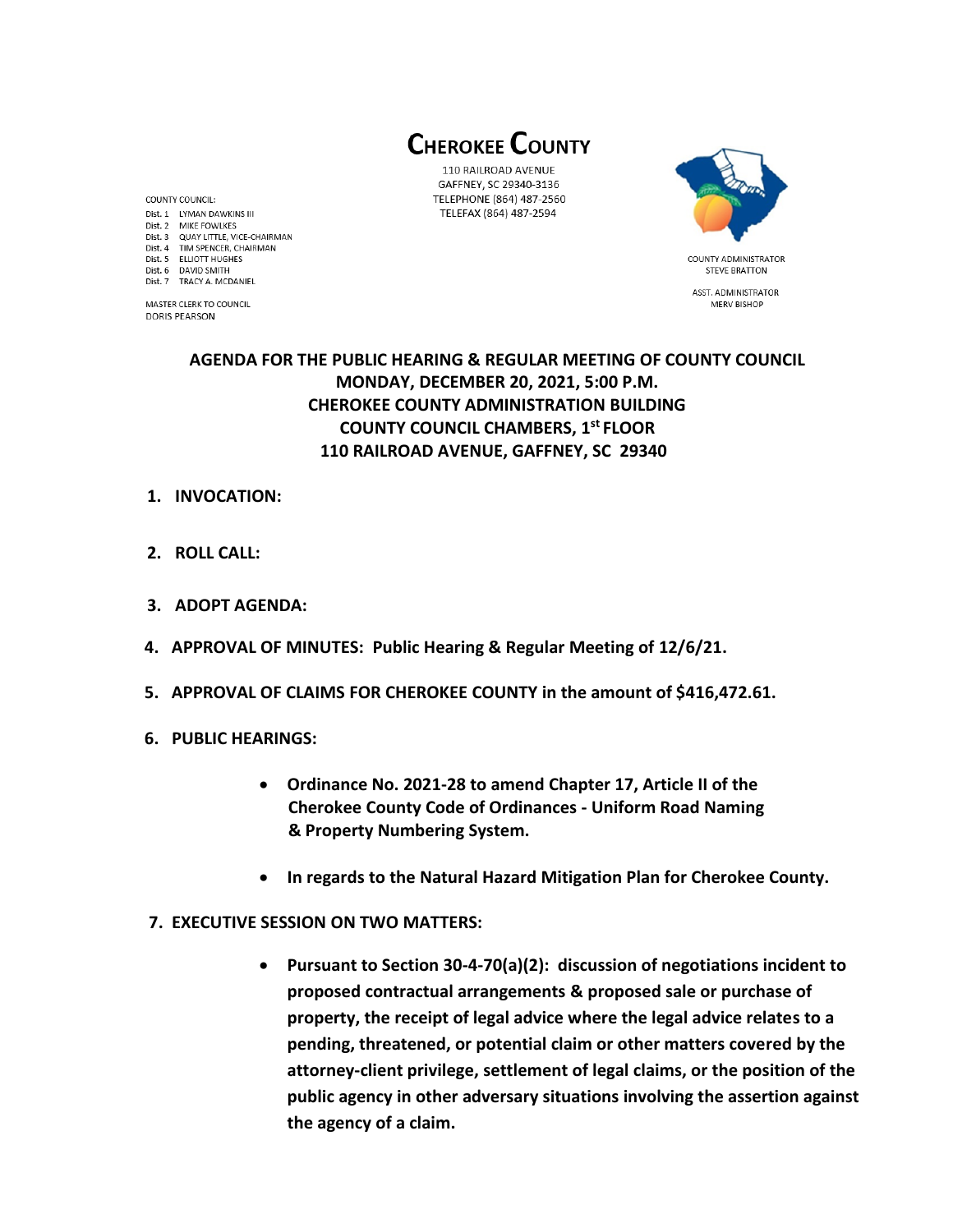# CHEROKEE COUNTY

110 RAILROAD AVENUE
GAFFNEY, SC 29340-3136
TELEPHONE (864) 487-2560
TELEFAX (864) 487-2594

COUNTY COUNCIL:
Dist. 1 LYMAN DAWKINS III
Dist. 2 MIKE FOWLKES
Dist. 3 QUAY LITTLE, VICE-CHAIRMAN
Dist. 4 TIM SPENCER, CHAIRMAN
Dist. 5 ELLIOTT HUGHES
Dist. 6 DAVID SMITH
Dist. 7 TRACY A. MCDANIEL

MASTER CLERK TO COUNCIL
DORIS PEARSON

COUNTY ADMINISTRATOR
STEVE BRATTON

ASST. ADMINISTRATOR
MERV BISHOP

## AGENDA FOR THE PUBLIC HEARING & REGULAR MEETING OF COUNTY COUNCIL
## MONDAY, DECEMBER 20, 2021, 5:00 P.M.
## CHEROKEE COUNTY ADMINISTRATION BUILDING
## COUNTY COUNCIL CHAMBERS, 1st FLOOR
## 110 RAILROAD AVENUE, GAFFNEY, SC 29340

1. **INVOCATION:**

2. **ROLL CALL:**

3. **ADOPT AGENDA:**

4. **APPROVAL OF MINUTES: Public Hearing & Regular Meeting of 12/6/21.**

5. **APPROVAL OF CLAIMS FOR CHEROKEE COUNTY in the amount of $416,472.61.**

6. **PUBLIC HEARINGS:**

   - **Ordinance No. 2021-28 to amend Chapter 17, Article II of the Cherokee County Code of Ordinances - Uniform Road Naming & Property Numbering System.**

   - **In regards to the Natural Hazard Mitigation Plan for Cherokee County.**

7. **EXECUTIVE SESSION ON TWO MATTERS:**

   - **Pursuant to Section 30-4-70(a)(2): discussion of negotiations incident to proposed contractual arrangements & proposed sale or purchase of property, the receipt of legal advice where the legal advice relates to a pending, threatened, or potential claim or other matters covered by the attorney-client privilege, settlement of legal claims, or the position of the public agency in other adversary situations involving the assertion against the agency of a claim.**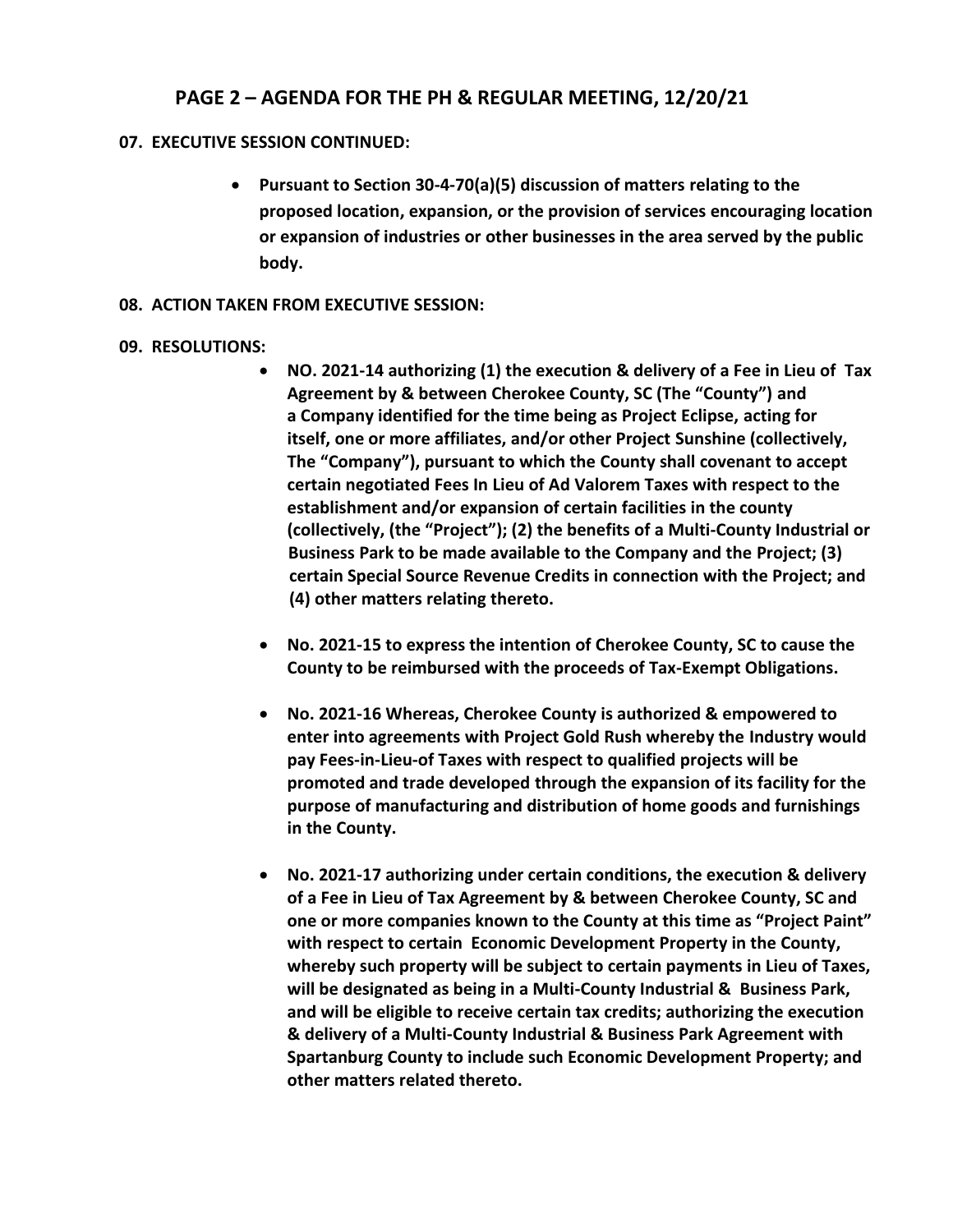# PAGE 2 – AGENDA FOR THE PH & REGULAR MEETING, 12/20/21

**07. EXECUTIVE SESSION CONTINUED:**

- **Pursuant to Section 30-4-70(a)(5) discussion of matters relating to the proposed location, expansion, or the provision of services encouraging location or expansion of industries or other businesses in the area served by the public body.**

**08. ACTION TAKEN FROM EXECUTIVE SESSION:**

**09. RESOLUTIONS:**

- **NO. 2021-14 authorizing (1) the execution & delivery of a Fee in Lieu of Tax Agreement by & between Cherokee County, SC (The "County") and a Company identified for the time being as Project Eclipse, acting for itself, one or more affiliates, and/or other Project Sunshine (collectively, The "Company"), pursuant to which the County shall covenant to accept certain negotiated Fees In Lieu of Ad Valorem Taxes with respect to the establishment and/or expansion of certain facilities in the county (collectively, (the "Project"); (2) the benefits of a Multi-County Industrial or Business Park to be made available to the Company and the Project; (3) certain Special Source Revenue Credits in connection with the Project; and (4) other matters relating thereto.**

- **No. 2021-15 to express the intention of Cherokee County, SC to cause the County to be reimbursed with the proceeds of Tax-Exempt Obligations.**

- **No. 2021-16 Whereas, Cherokee County is authorized & empowered to enter into agreements with Project Gold Rush whereby the Industry would pay Fees-in-Lieu-of Taxes with respect to qualified projects will be promoted and trade developed through the expansion of its facility for the purpose of manufacturing and distribution of home goods and furnishings in the County.**

- **No. 2021-17 authorizing under certain conditions, the execution & delivery of a Fee in Lieu of Tax Agreement by & between Cherokee County, SC and one or more companies known to the County at this time as "Project Paint" with respect to certain Economic Development Property in the County, whereby such property will be subject to certain payments in Lieu of Taxes, will be designated as being in a Multi-County Industrial & Business Park, and will be eligible to receive certain tax credits; authorizing the execution & delivery of a Multi-County Industrial & Business Park Agreement with Spartanburg County to include such Economic Development Property; and other matters related thereto.**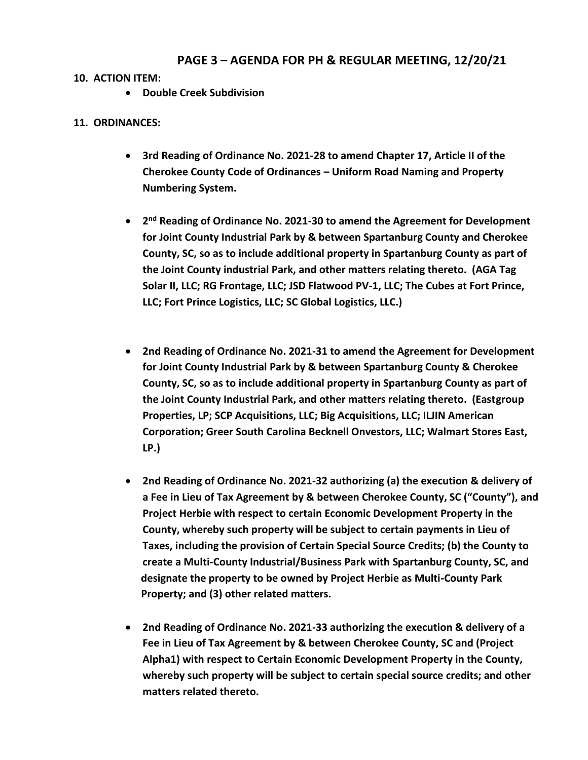## PAGE 3 – AGENDA FOR PH & REGULAR MEETING, 12/20/21

**10. ACTION ITEM:**

- **Double Creek Subdivision**

**11. ORDINANCES:**

- **3rd Reading of Ordinance No. 2021-28 to amend Chapter 17, Article II of the Cherokee County Code of Ordinances – Uniform Road Naming and Property Numbering System.**

- **2nd Reading of Ordinance No. 2021-30 to amend the Agreement for Development for Joint County Industrial Park by & between Spartanburg County and Cherokee County, SC, so as to include additional property in Spartanburg County as part of the Joint County industrial Park, and other matters relating thereto. (AGA Tag Solar II, LLC; RG Frontage, LLC; JSD Flatwood PV-1, LLC; The Cubes at Fort Prince, LLC; Fort Prince Logistics, LLC; SC Global Logistics, LLC.)**

- **2nd Reading of Ordinance No. 2021-31 to amend the Agreement for Development for Joint County Industrial Park by & between Spartanburg County & Cherokee County, SC, so as to include additional property in Spartanburg County as part of the Joint County Industrial Park, and other matters relating thereto. (Eastgroup Properties, LP; SCP Acquisitions, LLC; Big Acquisitions, LLC; ILJIN American Corporation; Greer South Carolina Becknell Onvestors, LLC; Walmart Stores East, LP.)**

- **2nd Reading of Ordinance No. 2021-32 authorizing (a) the execution & delivery of a Fee in Lieu of Tax Agreement by & between Cherokee County, SC ("County"), and Project Herbie with respect to certain Economic Development Property in the County, whereby such property will be subject to certain payments in Lieu of Taxes, including the provision of Certain Special Source Credits; (b) the County to create a Multi-County Industrial/Business Park with Spartanburg County, SC, and designate the property to be owned by Project Herbie as Multi-County Park Property; and (3) other related matters.**

- **2nd Reading of Ordinance No. 2021-33 authorizing the execution & delivery of a Fee in Lieu of Tax Agreement by & between Cherokee County, SC and (Project Alpha1) with respect to Certain Economic Development Property in the County, whereby such property will be subject to certain special source credits; and other matters related thereto.**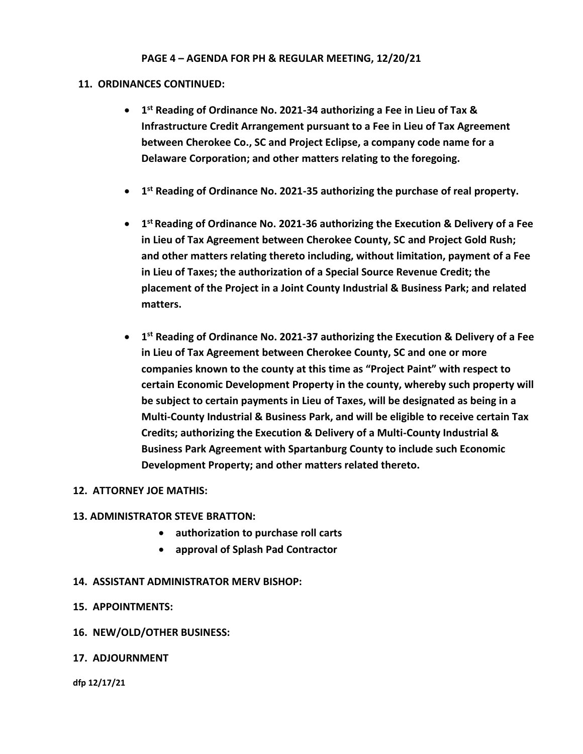**PAGE 4 – AGENDA FOR PH & REGULAR MEETING, 12/20/21**

**11. ORDINANCES CONTINUED:**

- **1st Reading of Ordinance No. 2021-34 authorizing a Fee in Lieu of Tax & Infrastructure Credit Arrangement pursuant to a Fee in Lieu of Tax Agreement between Cherokee Co., SC and Project Eclipse, a company code name for a Delaware Corporation; and other matters relating to the foregoing.**

- **1st Reading of Ordinance No. 2021-35 authorizing the purchase of real property.**

- **1st Reading of Ordinance No. 2021-36 authorizing the Execution & Delivery of a Fee in Lieu of Tax Agreement between Cherokee County, SC and Project Gold Rush; and other matters relating thereto including, without limitation, payment of a Fee in Lieu of Taxes; the authorization of a Special Source Revenue Credit; the placement of the Project in a Joint County Industrial & Business Park; and related matters.**

- **1st Reading of Ordinance No. 2021-37 authorizing the Execution & Delivery of a Fee in Lieu of Tax Agreement between Cherokee County, SC and one or more companies known to the county at this time as "Project Paint" with respect to certain Economic Development Property in the county, whereby such property will be subject to certain payments in Lieu of Taxes, will be designated as being in a Multi-County Industrial & Business Park, and will be eligible to receive certain Tax Credits; authorizing the Execution & Delivery of a Multi-County Industrial & Business Park Agreement with Spartanburg County to include such Economic Development Property; and other matters related thereto.**

**12. ATTORNEY JOE MATHIS:**

**13. ADMINISTRATOR STEVE BRATTON:**

- **authorization to purchase roll carts**
- **approval of Splash Pad Contractor**

**14. ASSISTANT ADMINISTRATOR MERV BISHOP:**

**15. APPOINTMENTS:**

**16. NEW/OLD/OTHER BUSINESS:**

**17. ADJOURNMENT**

**dfp 12/17/21**